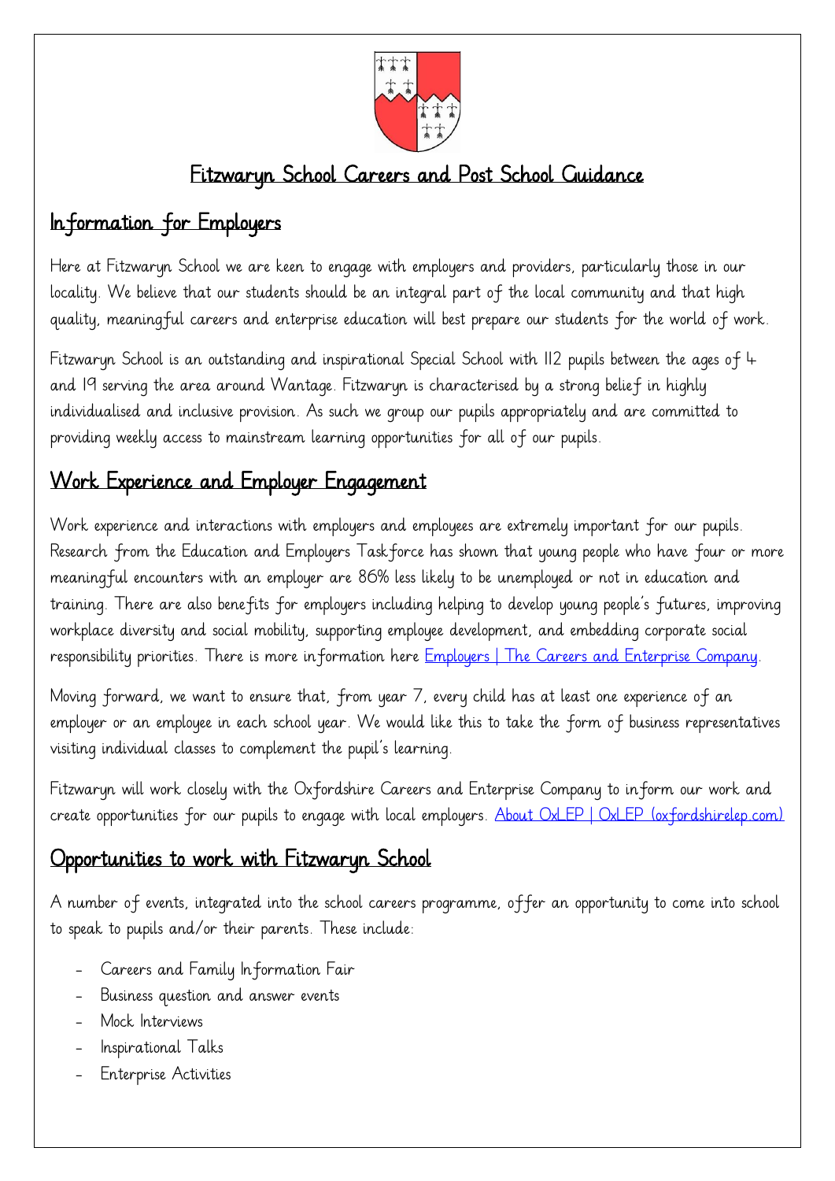# Fitzwaryn School Careers and Post School Guidance

## Information for Employers

Here at Fitzwaryn School we are keen to engage with employers and providers, particularly those in our locality. We believe that our students should be an integral part of the local community and that high quality, meaningful careers and enterprise education will best prepare our students for the world of work.

Fitzwaryn School is an outstanding and inspirational Special School with 112 pupils between the ages of 4 and 19 serving the area around Wantage. Fitzwaryn is characterised by a strong belief in highly individualised and inclusive provision. As such we group our pupils appropriately and are committed to providing weekly access to mainstream learning opportunities for all of our pupils.

## Work Experience and Employer Engagement

Work experience and interactions with employers and employees are extremely important for our pupils. Research from the Education and Employers Taskforce has shown that young people who have four or more meaningful encounters with an employer are 86% less likely to be unemployed or not in education and training. There are also benefits for employers including helping to develop young people's futures, improving workplace diversity and social mobility, supporting employee development, and embedding corporate social responsibility priorities. There is more information here [Employers | The Careers and Enterprise Company](Employers | The Careers and Enterprise Company).

Moving forward, we want to ensure that, from year 7, every child has at least one experience of an employer or an employee in each school year. We would like this to take the form of business representatives visiting individual classes to complement the pupil's learning.

Fitzwaryn will work closely with the Oxfordshire Careers and Enterprise Company to inform our work and create opportunities for our pupils to engage with local employers. [About OxLEP | OxLEP (oxfordshirelep.com)](About OxLEP | OxLEP (oxfordshirelep.com))

## Opportunities to work with Fitzwaryn School

A number of events, integrated into the school careers programme, offer an opportunity to come into school to speak to pupils and/or their parents. These include:

- Careers and Family Information Fair
- Business question and answer events
- Mock Interviews
- Inspirational Talks
- Enterprise Activities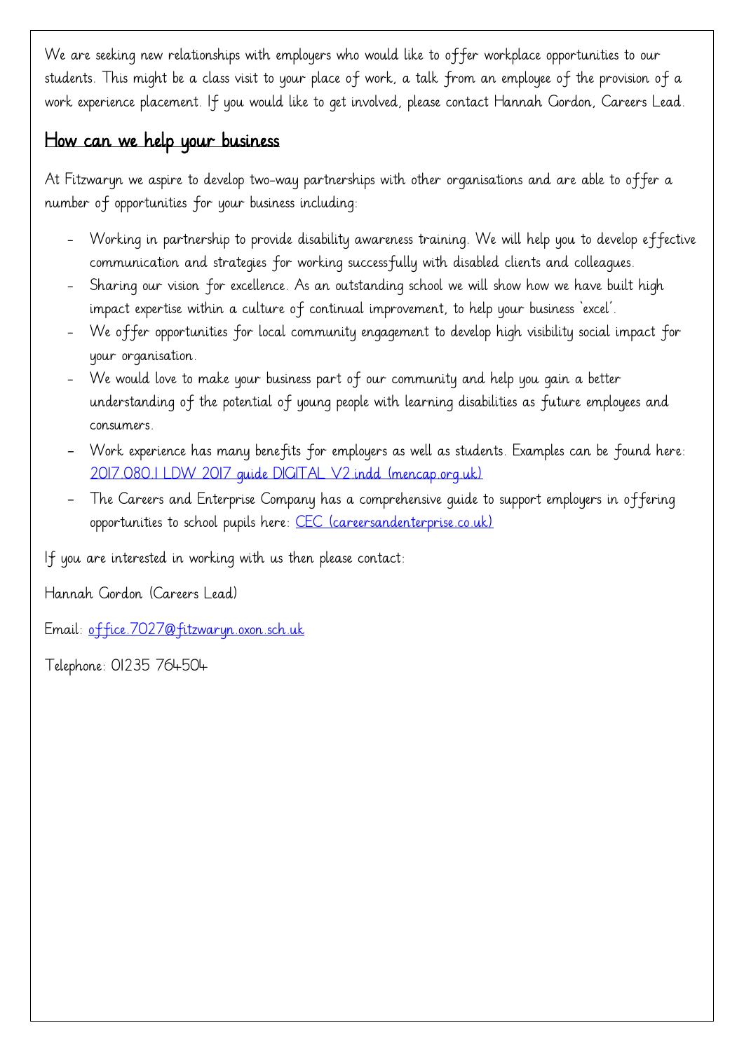We are seeking new relationships with employers who would like to offer workplace opportunities to our students. This might be a class visit to your place of work, a talk from an employee of the provision of a work experience placement. If you would like to get involved, please contact Hannah Gordon, Careers Lead.

## How can we help your business

At Fitzwaryn we aspire to develop two-way partnerships with other organisations and are able to offer a number of opportunities for your business including:

- Working in partnership to provide disability awareness training. We will help you to develop effective communication and strategies for working successfully with disabled clients and colleagues.
- Sharing our vision for excellence. As an outstanding school we will show how we have built high impact expertise within a culture of continual improvement, to help your business 'excel'.
- We offer opportunities for local community engagement to develop high visibility social impact for your organisation.
- We would love to make your business part of our community and help you gain a better understanding of the potential of young people with learning disabilities as future employees and consumers.
- Work experience has many benefits for employers as well as students. Examples can be found here: 2017.080.1 LDW 2017 guide DIGITAL V2.indd (mencap.org.uk)
- The Careers and Enterprise Company has a comprehensive guide to support employers in offering opportunities to school pupils here: CEC (careersandenterprise.co.uk)

If you are interested in working with us then please contact:

Hannah Gordon (Careers Lead)

Email: office.7027@fitzwaryn.oxon.sch.uk

Telephone: 01235 764504